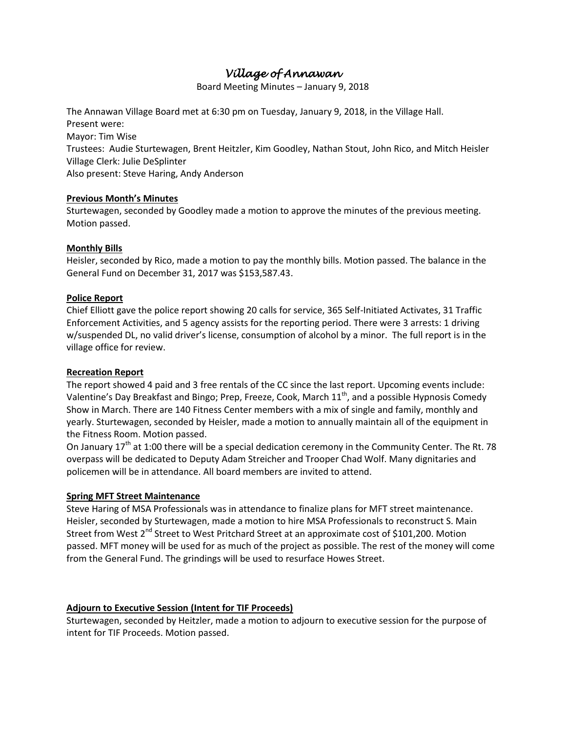# *Village of Annawan*

Board Meeting Minutes – January 9, 2018

The Annawan Village Board met at 6:30 pm on Tuesday, January 9, 2018, in the Village Hall.
Present were:
Mayor: Tim Wise
Trustees: Audie Sturtewagen, Brent Heitzler, Kim Goodley, Nathan Stout, John Rico, and Mitch Heisler
Village Clerk: Julie DeSplinter
Also present: Steve Haring, Andy Anderson

**Previous Month's Minutes**

Sturtewagen, seconded by Goodley made a motion to approve the minutes of the previous meeting. Motion passed.

**Monthly Bills**

Heisler, seconded by Rico, made a motion to pay the monthly bills. Motion passed. The balance in the General Fund on December 31, 2017 was $153,587.43.

**Police Report**

Chief Elliott gave the police report showing 20 calls for service, 365 Self-Initiated Activates, 31 Traffic Enforcement Activities, and 5 agency assists for the reporting period. There were 3 arrests: 1 driving w/suspended DL, no valid driver's license, consumption of alcohol by a minor. The full report is in the village office for review.

**Recreation Report**

The report showed 4 paid and 3 free rentals of the CC since the last report. Upcoming events include: Valentine's Day Breakfast and Bingo; Prep, Freeze, Cook, March 11th, and a possible Hypnosis Comedy Show in March. There are 140 Fitness Center members with a mix of single and family, monthly and yearly. Sturtewagen, seconded by Heisler, made a motion to annually maintain all of the equipment in the Fitness Room. Motion passed.

On January 17th at 1:00 there will be a special dedication ceremony in the Community Center. The Rt. 78 overpass will be dedicated to Deputy Adam Streicher and Trooper Chad Wolf. Many dignitaries and policemen will be in attendance. All board members are invited to attend.

**Spring MFT Street Maintenance**

Steve Haring of MSA Professionals was in attendance to finalize plans for MFT street maintenance. Heisler, seconded by Sturtewagen, made a motion to hire MSA Professionals to reconstruct S. Main Street from West 2nd Street to West Pritchard Street at an approximate cost of $101,200. Motion passed. MFT money will be used for as much of the project as possible. The rest of the money will come from the General Fund. The grindings will be used to resurface Howes Street.

**Adjourn to Executive Session (Intent for TIF Proceeds)**

Sturtewagen, seconded by Heitzler, made a motion to adjourn to executive session for the purpose of intent for TIF Proceeds. Motion passed.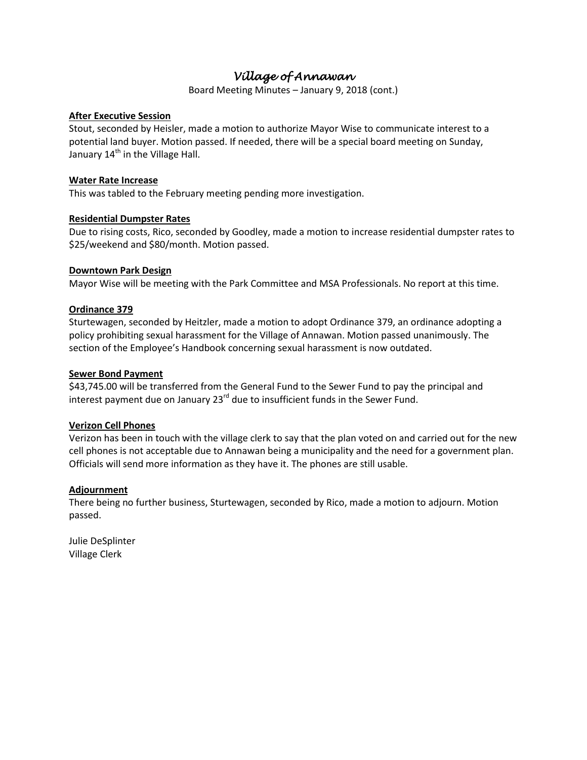# *Village of Annawan*

Board Meeting Minutes – January 9, 2018 (cont.)

**After Executive Session**

Stout, seconded by Heisler, made a motion to authorize Mayor Wise to communicate interest to a potential land buyer. Motion passed. If needed, there will be a special board meeting on Sunday, January 14th in the Village Hall.

**Water Rate Increase**

This was tabled to the February meeting pending more investigation.

**Residential Dumpster Rates**

Due to rising costs, Rico, seconded by Goodley, made a motion to increase residential dumpster rates to $25/weekend and $80/month. Motion passed.

**Downtown Park Design**

Mayor Wise will be meeting with the Park Committee and MSA Professionals. No report at this time.

**Ordinance 379**

Sturtewagen, seconded by Heitzler, made a motion to adopt Ordinance 379, an ordinance adopting a policy prohibiting sexual harassment for the Village of Annawan. Motion passed unanimously. The section of the Employee's Handbook concerning sexual harassment is now outdated.

**Sewer Bond Payment**

$43,745.00 will be transferred from the General Fund to the Sewer Fund to pay the principal and interest payment due on January 23rd due to insufficient funds in the Sewer Fund.

**Verizon Cell Phones**

Verizon has been in touch with the village clerk to say that the plan voted on and carried out for the new cell phones is not acceptable due to Annawan being a municipality and the need for a government plan. Officials will send more information as they have it. The phones are still usable.

**Adjournment**

There being no further business, Sturtewagen, seconded by Rico, made a motion to adjourn. Motion passed.

Julie DeSplinter
Village Clerk